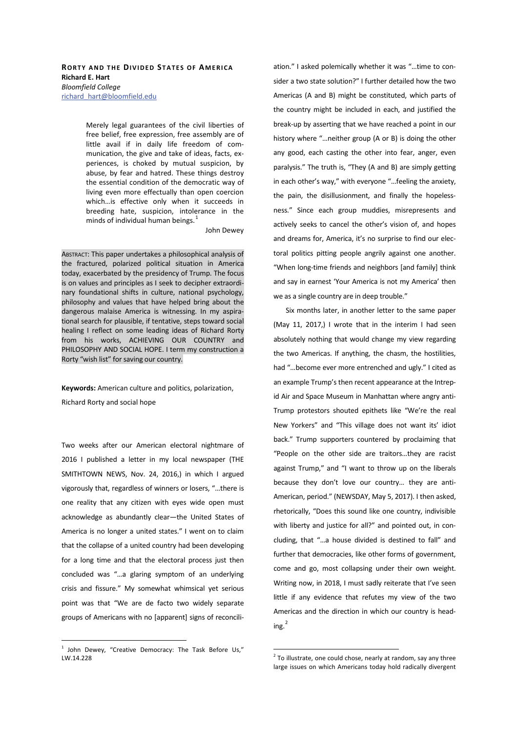# Rorty and the Divided States of America

**Richard E. Hart**
*Bloomfield College*
richard_hart@bloomfield.edu

> Merely legal guarantees of the civil liberties of free belief, free expression, free assembly are of little avail if in daily life freedom of communication, the give and take of ideas, facts, experiences, is choked by mutual suspicion, by abuse, by fear and hatred. These things destroy the essential condition of the democratic way of living even more effectually than open coercion which…is effective only when it succeeds in breeding hate, suspicion, intolerance in the minds of individual human beings.[1]
>
> John Dewey

ABSTRACT: This paper undertakes a philosophical analysis of the fractured, polarized political situation in America today, exacerbated by the presidency of Trump. The focus is on values and principles as I seek to decipher extraordinary foundational shifts in culture, national psychology, philosophy and values that have helped bring about the dangerous malaise America is witnessing. In my aspirational search for plausible, if tentative, steps toward social healing I reflect on some leading ideas of Richard Rorty from his works, ACHIEVING OUR COUNTRY and PHILOSOPHY AND SOCIAL HOPE. I term my construction a Rorty "wish list" for saving our country.

**Keywords:** American culture and politics, polarization, Richard Rorty and social hope

Two weeks after our American electoral nightmare of 2016 I published a letter in my local newspaper (THE SMITHTOWN NEWS, Nov. 24, 2016,) in which I argued vigorously that, regardless of winners or losers, "…there is one reality that any citizen with eyes wide open must acknowledge as abundantly clear—the United States of America is no longer a united states." I went on to claim that the collapse of a united country had been developing for a long time and that the electoral process just then concluded was "…a glaring symptom of an underlying crisis and fissure." My somewhat whimsical yet serious point was that "We are de facto two widely separate groups of Americans with no [apparent] signs of reconciliation." I asked polemically whether it was "…time to consider a two state solution?" I further detailed how the two Americas (A and B) might be constituted, which parts of the country might be included in each, and justified the break-up by asserting that we have reached a point in our history where "…neither group (A or B) is doing the other any good, each casting the other into fear, anger, even paralysis." The truth is, "They (A and B) are simply getting in each other's way," with everyone "…feeling the anxiety, the pain, the disillusionment, and finally the hopelessness." Since each group muddies, misrepresents and actively seeks to cancel the other's vision of, and hopes and dreams for, America, it's no surprise to find our electoral politics pitting people angrily against one another. "When long-time friends and neighbors [and family] think and say in earnest 'Your America is not my America' then we as a single country are in deep trouble."

Six months later, in another letter to the same paper (May 11, 2017,) I wrote that in the interim I had seen absolutely nothing that would change my view regarding the two Americas. If anything, the chasm, the hostilities, had "…become ever more entrenched and ugly." I cited as an example Trump's then recent appearance at the Intrepid Air and Space Museum in Manhattan where angry anti-Trump protestors shouted epithets like "We're the real New Yorkers" and "This village does not want its' idiot back." Trump supporters countered by proclaiming that "People on the other side are traitors…they are racist against Trump," and "I want to throw up on the liberals because they don't love our country… they are anti-American, period." (NEWSDAY, May 5, 2017). I then asked, rhetorically, "Does this sound like one country, indivisible with liberty and justice for all?" and pointed out, in concluding, that "…a house divided is destined to fall" and further that democracies, like other forms of government, come and go, most collapsing under their own weight. Writing now, in 2018, I must sadly reiterate that I've seen little if any evidence that refutes my view of the two Americas and the direction in which our country is heading.[2]

---

[1] John Dewey, "Creative Democracy: The Task Before Us," LW.14.228

[2] To illustrate, one could chose, nearly at random, say any three large issues on which Americans today hold radically divergent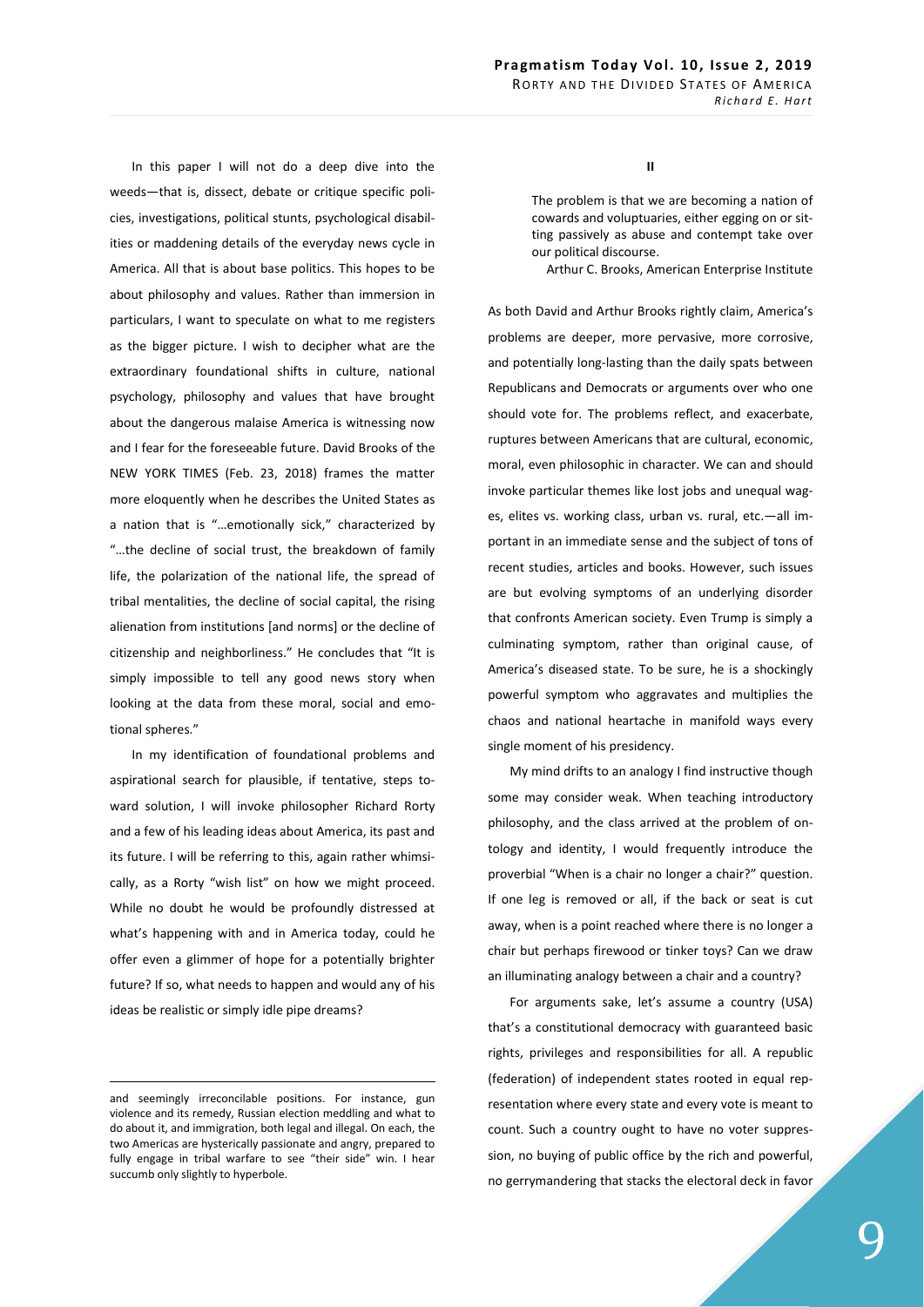In this paper I will not do a deep dive into the weeds—that is, dissect, debate or critique specific policies, investigations, political stunts, psychological disabilities or maddening details of the everyday news cycle in America. All that is about base politics. This hopes to be about philosophy and values. Rather than immersion in particulars, I want to speculate on what to me registers as the bigger picture. I wish to decipher what are the extraordinary foundational shifts in culture, national psychology, philosophy and values that have brought about the dangerous malaise America is witnessing now and I fear for the foreseeable future. David Brooks of the NEW YORK TIMES (Feb. 23, 2018) frames the matter more eloquently when he describes the United States as a nation that is "…emotionally sick," characterized by "…the decline of social trust, the breakdown of family life, the polarization of the national life, the spread of tribal mentalities, the decline of social capital, the rising alienation from institutions [and norms] or the decline of citizenship and neighborliness." He concludes that "It is simply impossible to tell any good news story when looking at the data from these moral, social and emotional spheres."

In my identification of foundational problems and aspirational search for plausible, if tentative, steps toward solution, I will invoke philosopher Richard Rorty and a few of his leading ideas about America, its past and its future. I will be referring to this, again rather whimsically, as a Rorty "wish list" on how we might proceed. While no doubt he would be profoundly distressed at what's happening with and in America today, could he offer even a glimmer of hope for a potentially brighter future? If so, what needs to happen and would any of his ideas be realistic or simply idle pipe dreams?

and seemingly irreconcilable positions. For instance, gun violence and its remedy, Russian election meddling and what to do about it, and immigration, both legal and illegal. On each, the two Americas are hysterically passionate and angry, prepared to fully engage in tribal warfare to see "their side" win. I hear succumb only slightly to hyperbole.

## II

> The problem is that we are becoming a nation of cowards and voluptuaries, either egging on or sitting passively as abuse and contempt take over our political discourse.
>
> Arthur C. Brooks, American Enterprise Institute

As both David and Arthur Brooks rightly claim, America's problems are deeper, more pervasive, more corrosive, and potentially long-lasting than the daily spats between Republicans and Democrats or arguments over who one should vote for. The problems reflect, and exacerbate, ruptures between Americans that are cultural, economic, moral, even philosophic in character. We can and should invoke particular themes like lost jobs and unequal wages, elites vs. working class, urban vs. rural, etc.—all important in an immediate sense and the subject of tons of recent studies, articles and books. However, such issues are but evolving symptoms of an underlying disorder that confronts American society. Even Trump is simply a culminating symptom, rather than original cause, of America's diseased state. To be sure, he is a shockingly powerful symptom who aggravates and multiplies the chaos and national heartache in manifold ways every single moment of his presidency.

My mind drifts to an analogy I find instructive though some may consider weak. When teaching introductory philosophy, and the class arrived at the problem of ontology and identity, I would frequently introduce the proverbial "When is a chair no longer a chair?" question. If one leg is removed or all, if the back or seat is cut away, when is a point reached where there is no longer a chair but perhaps firewood or tinker toys? Can we draw an illuminating analogy between a chair and a country?

For arguments sake, let's assume a country (USA) that's a constitutional democracy with guaranteed basic rights, privileges and responsibilities for all. A republic (federation) of independent states rooted in equal representation where every state and every vote is meant to count. Such a country ought to have no voter suppression, no buying of public office by the rich and powerful, no gerrymandering that stacks the electoral deck in favor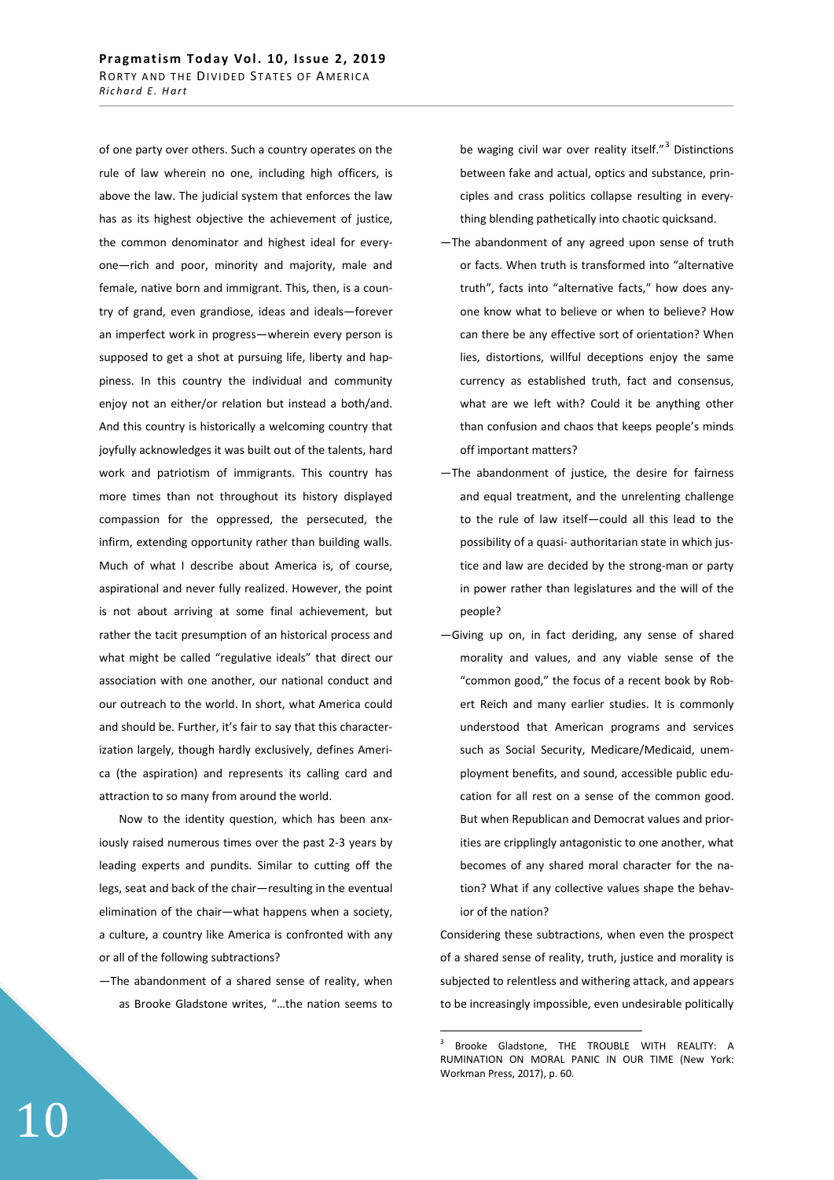of one party over others. Such a country operates on the rule of law wherein no one, including high officers, is above the law. The judicial system that enforces the law has as its highest objective the achievement of justice, the common denominator and highest ideal for everyone—rich and poor, minority and majority, male and female, native born and immigrant. This, then, is a country of grand, even grandiose, ideas and ideals—forever an imperfect work in progress—wherein every person is supposed to get a shot at pursuing life, liberty and happiness. In this country the individual and community enjoy not an either/or relation but instead a both/and. And this country is historically a welcoming country that joyfully acknowledges it was built out of the talents, hard work and patriotism of immigrants. This country has more times than not throughout its history displayed compassion for the oppressed, the persecuted, the infirm, extending opportunity rather than building walls. Much of what I describe about America is, of course, aspirational and never fully realized. However, the point is not about arriving at some final achievement, but rather the tacit presumption of an historical process and what might be called "regulative ideals" that direct our association with one another, our national conduct and our outreach to the world. In short, what America could and should be. Further, it's fair to say that this characterization largely, though hardly exclusively, defines America (the aspiration) and represents its calling card and attraction to so many from around the world.

Now to the identity question, which has been anxiously raised numerous times over the past 2-3 years by leading experts and pundits. Similar to cutting off the legs, seat and back of the chair—resulting in the eventual elimination of the chair—what happens when a society, a culture, a country like America is confronted with any or all of the following subtractions?

—The abandonment of a shared sense of reality, when as Brooke Gladstone writes, "…the nation seems to be waging civil war over reality itself."[3] Distinctions between fake and actual, optics and substance, principles and crass politics collapse resulting in everything blending pathetically into chaotic quicksand.

—The abandonment of any agreed upon sense of truth or facts. When truth is transformed into "alternative truth", facts into "alternative facts," how does anyone know what to believe or when to believe? How can there be any effective sort of orientation? When lies, distortions, willful deceptions enjoy the same currency as established truth, fact and consensus, what are we left with? Could it be anything other than confusion and chaos that keeps people's minds off important matters?

—The abandonment of justice, the desire for fairness and equal treatment, and the unrelenting challenge to the rule of law itself—could all this lead to the possibility of a quasi- authoritarian state in which justice and law are decided by the strong-man or party in power rather than legislatures and the will of the people?

—Giving up on, in fact deriding, any sense of shared morality and values, and any viable sense of the "common good," the focus of a recent book by Robert Reich and many earlier studies. It is commonly understood that American programs and services such as Social Security, Medicare/Medicaid, unemployment benefits, and sound, accessible public education for all rest on a sense of the common good. But when Republican and Democrat values and priorities are cripplingly antagonistic to one another, what becomes of any shared moral character for the nation? What if any collective values shape the behavior of the nation?

Considering these subtractions, when even the prospect of a shared sense of reality, truth, justice and morality is subjected to relentless and withering attack, and appears to be increasingly impossible, even undesirable politically

[3] Brooke Gladstone, THE TROUBLE WITH REALITY: A RUMINATION ON MORAL PANIC IN OUR TIME (New York: Workman Press, 2017), p. 60.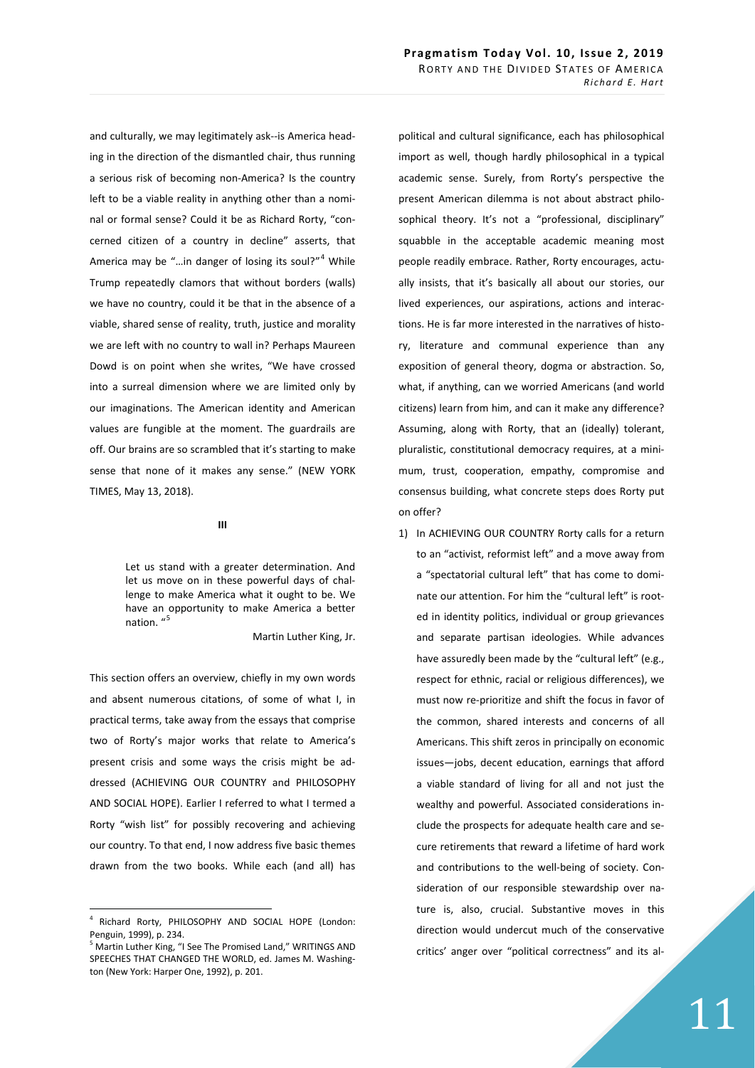and culturally, we may legitimately ask--is America heading in the direction of the dismantled chair, thus running a serious risk of becoming non-America? Is the country left to be a viable reality in anything other than a nominal or formal sense? Could it be as Richard Rorty, "concerned citizen of a country in decline" asserts, that America may be "…in danger of losing its soul?"[4] While Trump repeatedly clamors that without borders (walls) we have no country, could it be that in the absence of a viable, shared sense of reality, truth, justice and morality we are left with no country to wall in? Perhaps Maureen Dowd is on point when she writes, "We have crossed into a surreal dimension where we are limited only by our imaginations. The American identity and American values are fungible at the moment. The guardrails are off. Our brains are so scrambled that it's starting to make sense that none of it makes any sense." (NEW YORK TIMES, May 13, 2018).

## III

> Let us stand with a greater determination. And let us move on in these powerful days of challenge to make America what it ought to be. We have an opportunity to make America a better nation. "[5]
>
> Martin Luther King, Jr.

This section offers an overview, chiefly in my own words and absent numerous citations, of some of what I, in practical terms, take away from the essays that comprise two of Rorty's major works that relate to America's present crisis and some ways the crisis might be addressed (ACHIEVING OUR COUNTRY and PHILOSOPHY AND SOCIAL HOPE). Earlier I referred to what I termed a Rorty "wish list" for possibly recovering and achieving our country. To that end, I now address five basic themes drawn from the two books. While each (and all) has political and cultural significance, each has philosophical import as well, though hardly philosophical in a typical academic sense. Surely, from Rorty's perspective the present American dilemma is not about abstract philosophical theory. It's not a "professional, disciplinary" squabble in the acceptable academic meaning most people readily embrace. Rather, Rorty encourages, actually insists, that it's basically all about our stories, our lived experiences, our aspirations, actions and interactions. He is far more interested in the narratives of history, literature and communal experience than any exposition of general theory, dogma or abstraction. So, what, if anything, can we worried Americans (and world citizens) learn from him, and can it make any difference? Assuming, along with Rorty, that an (ideally) tolerant, pluralistic, constitutional democracy requires, at a minimum, trust, cooperation, empathy, compromise and consensus building, what concrete steps does Rorty put on offer?

1) In ACHIEVING OUR COUNTRY Rorty calls for a return to an "activist, reformist left" and a move away from a "spectatorial cultural left" that has come to dominate our attention. For him the "cultural left" is rooted in identity politics, individual or group grievances and separate partisan ideologies. While advances have assuredly been made by the "cultural left" (e.g., respect for ethnic, racial or religious differences), we must now re-prioritize and shift the focus in favor of the common, shared interests and concerns of all Americans. This shift zeros in principally on economic issues—jobs, decent education, earnings that afford a viable standard of living for all and not just the wealthy and powerful. Associated considerations include the prospects for adequate health care and secure retirements that reward a lifetime of hard work and contributions to the well-being of society. Consideration of our responsible stewardship over nature is, also, crucial. Substantive moves in this direction would undercut much of the conservative critics' anger over "political correctness" and its al-

---

[4] Richard Rorty, PHILOSOPHY AND SOCIAL HOPE (London: Penguin, 1999), p. 234.

[5] Martin Luther King, "I See The Promised Land," WRITINGS AND SPEECHES THAT CHANGED THE WORLD, ed. James M. Washington (New York: Harper One, 1992), p. 201.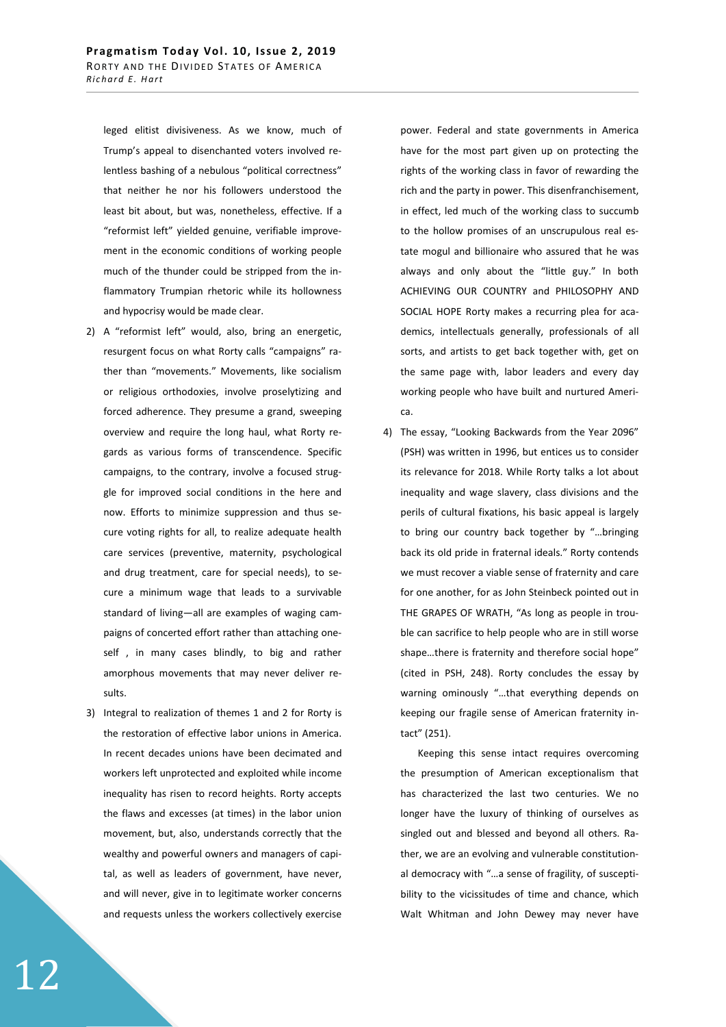leged elitist divisiveness. As we know, much of Trump's appeal to disenchanted voters involved relentless bashing of a nebulous "political correctness" that neither he nor his followers understood the least bit about, but was, nonetheless, effective. If a "reformist left" yielded genuine, verifiable improvement in the economic conditions of working people much of the thunder could be stripped from the inflammatory Trumpian rhetoric while its hollowness and hypocrisy would be made clear.

2) A "reformist left" would, also, bring an energetic, resurgent focus on what Rorty calls "campaigns" rather than "movements." Movements, like socialism or religious orthodoxies, involve proselytizing and forced adherence. They presume a grand, sweeping overview and require the long haul, what Rorty regards as various forms of transcendence. Specific campaigns, to the contrary, involve a focused struggle for improved social conditions in the here and now. Efforts to minimize suppression and thus secure voting rights for all, to realize adequate health care services (preventive, maternity, psychological and drug treatment, care for special needs), to secure a minimum wage that leads to a survivable standard of living—all are examples of waging campaigns of concerted effort rather than attaching oneself , in many cases blindly, to big and rather amorphous movements that may never deliver results.

3) Integral to realization of themes 1 and 2 for Rorty is the restoration of effective labor unions in America. In recent decades unions have been decimated and workers left unprotected and exploited while income inequality has risen to record heights. Rorty accepts the flaws and excesses (at times) in the labor union movement, but, also, understands correctly that the wealthy and powerful owners and managers of capital, as well as leaders of government, have never, and will never, give in to legitimate worker concerns and requests unless the workers collectively exercise power. Federal and state governments in America have for the most part given up on protecting the rights of the working class in favor of rewarding the rich and the party in power. This disenfranchisement, in effect, led much of the working class to succumb to the hollow promises of an unscrupulous real estate mogul and billionaire who assured that he was always and only about the "little guy." In both ACHIEVING OUR COUNTRY and PHILOSOPHY AND SOCIAL HOPE Rorty makes a recurring plea for academics, intellectuals generally, professionals of all sorts, and artists to get back together with, get on the same page with, labor leaders and every day working people who have built and nurtured America.

4) The essay, "Looking Backwards from the Year 2096" (PSH) was written in 1996, but entices us to consider its relevance for 2018. While Rorty talks a lot about inequality and wage slavery, class divisions and the perils of cultural fixations, his basic appeal is largely to bring our country back together by "…bringing back its old pride in fraternal ideals." Rorty contends we must recover a viable sense of fraternity and care for one another, for as John Steinbeck pointed out in THE GRAPES OF WRATH, "As long as people in trouble can sacrifice to help people who are in still worse shape…there is fraternity and therefore social hope" (cited in PSH, 248). Rorty concludes the essay by warning ominously "…that everything depends on keeping our fragile sense of American fraternity intact" (251).

Keeping this sense intact requires overcoming the presumption of American exceptionalism that has characterized the last two centuries. We no longer have the luxury of thinking of ourselves as singled out and blessed and beyond all others. Rather, we are an evolving and vulnerable constitutional democracy with "…a sense of fragility, of susceptibility to the vicissitudes of time and chance, which Walt Whitman and John Dewey may never have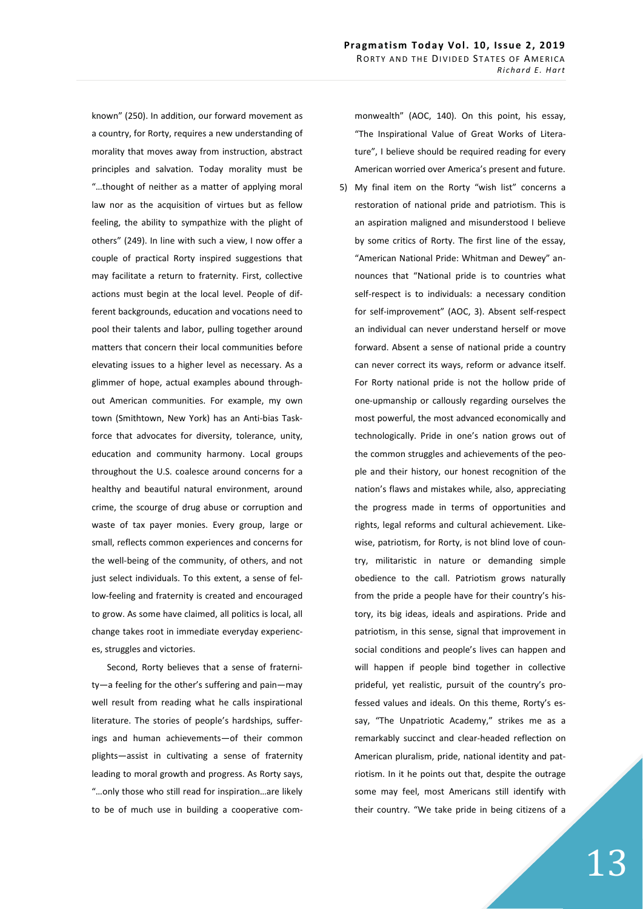known" (250). In addition, our forward movement as a country, for Rorty, requires a new understanding of morality that moves away from instruction, abstract principles and salvation. Today morality must be "…thought of neither as a matter of applying moral law nor as the acquisition of virtues but as fellow feeling, the ability to sympathize with the plight of others" (249). In line with such a view, I now offer a couple of practical Rorty inspired suggestions that may facilitate a return to fraternity. First, collective actions must begin at the local level. People of different backgrounds, education and vocations need to pool their talents and labor, pulling together around matters that concern their local communities before elevating issues to a higher level as necessary. As a glimmer of hope, actual examples abound throughout American communities. For example, my own town (Smithtown, New York) has an Anti-bias Taskforce that advocates for diversity, tolerance, unity, education and community harmony. Local groups throughout the U.S. coalesce around concerns for a healthy and beautiful natural environment, around crime, the scourge of drug abuse or corruption and waste of tax payer monies. Every group, large or small, reflects common experiences and concerns for the well-being of the community, of others, and not just select individuals. To this extent, a sense of fellow-feeling and fraternity is created and encouraged to grow. As some have claimed, all politics is local, all change takes root in immediate everyday experiences, struggles and victories.

Second, Rorty believes that a sense of fraternity—a feeling for the other's suffering and pain—may well result from reading what he calls inspirational literature. The stories of people's hardships, sufferings and human achievements—of their common plights—assist in cultivating a sense of fraternity leading to moral growth and progress. As Rorty says, "…only those who still read for inspiration…are likely to be of much use in building a cooperative commonwealth" (AOC, 140). On this point, his essay, "The Inspirational Value of Great Works of Literature", I believe should be required reading for every American worried over America's present and future.

5) My final item on the Rorty "wish list" concerns a restoration of national pride and patriotism. This is an aspiration maligned and misunderstood I believe by some critics of Rorty. The first line of the essay, "American National Pride: Whitman and Dewey" announces that "National pride is to countries what self-respect is to individuals: a necessary condition for self-improvement" (AOC, 3). Absent self-respect an individual can never understand herself or move forward. Absent a sense of national pride a country can never correct its ways, reform or advance itself. For Rorty national pride is not the hollow pride of one-upmanship or callously regarding ourselves the most powerful, the most advanced economically and technologically. Pride in one's nation grows out of the common struggles and achievements of the people and their history, our honest recognition of the nation's flaws and mistakes while, also, appreciating the progress made in terms of opportunities and rights, legal reforms and cultural achievement. Likewise, patriotism, for Rorty, is not blind love of country, militaristic in nature or demanding simple obedience to the call. Patriotism grows naturally from the pride a people have for their country's history, its big ideas, ideals and aspirations. Pride and patriotism, in this sense, signal that improvement in social conditions and people's lives can happen and will happen if people bind together in collective prideful, yet realistic, pursuit of the country's professed values and ideals. On this theme, Rorty's essay, "The Unpatriotic Academy," strikes me as a remarkably succinct and clear-headed reflection on American pluralism, pride, national identity and patriotism. In it he points out that, despite the outrage some may feel, most Americans still identify with their country. "We take pride in being citizens of a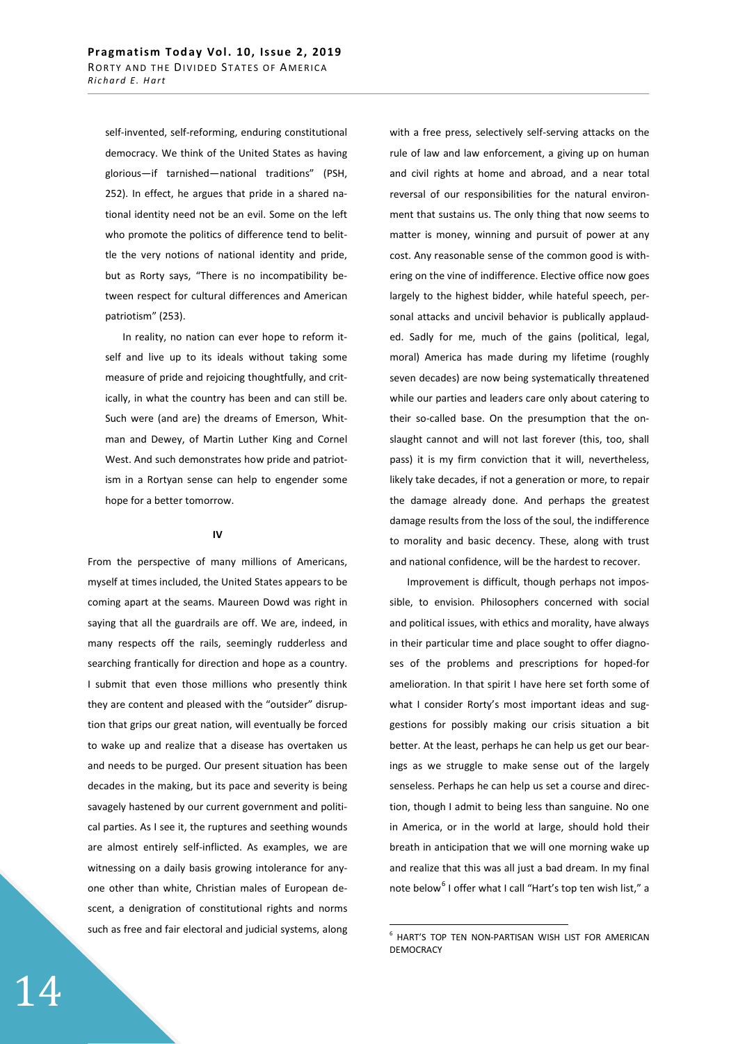self-invented, self-reforming, enduring constitutional democracy. We think of the United States as having glorious—if tarnished—national traditions" (PSH, 252). In effect, he argues that pride in a shared national identity need not be an evil. Some on the left who promote the politics of difference tend to belittle the very notions of national identity and pride, but as Rorty says, "There is no incompatibility between respect for cultural differences and American patriotism" (253).

In reality, no nation can ever hope to reform itself and live up to its ideals without taking some measure of pride and rejoicing thoughtfully, and critically, in what the country has been and can still be. Such were (and are) the dreams of Emerson, Whitman and Dewey, of Martin Luther King and Cornel West. And such demonstrates how pride and patriotism in a Rortyan sense can help to engender some hope for a better tomorrow.

## IV

From the perspective of many millions of Americans, myself at times included, the United States appears to be coming apart at the seams. Maureen Dowd was right in saying that all the guardrails are off. We are, indeed, in many respects off the rails, seemingly rudderless and searching frantically for direction and hope as a country. I submit that even those millions who presently think they are content and pleased with the "outsider" disruption that grips our great nation, will eventually be forced to wake up and realize that a disease has overtaken us and needs to be purged. Our present situation has been decades in the making, but its pace and severity is being savagely hastened by our current government and political parties. As I see it, the ruptures and seething wounds are almost entirely self-inflicted. As examples, we are witnessing on a daily basis growing intolerance for anyone other than white, Christian males of European descent, a denigration of constitutional rights and norms such as free and fair electoral and judicial systems, along with a free press, selectively self-serving attacks on the rule of law and law enforcement, a giving up on human and civil rights at home and abroad, and a near total reversal of our responsibilities for the natural environment that sustains us. The only thing that now seems to matter is money, winning and pursuit of power at any cost. Any reasonable sense of the common good is withering on the vine of indifference. Elective office now goes largely to the highest bidder, while hateful speech, personal attacks and uncivil behavior is publically applauded. Sadly for me, much of the gains (political, legal, moral) America has made during my lifetime (roughly seven decades) are now being systematically threatened while our parties and leaders care only about catering to their so-called base. On the presumption that the onslaught cannot and will not last forever (this, too, shall pass) it is my firm conviction that it will, nevertheless, likely take decades, if not a generation or more, to repair the damage already done. And perhaps the greatest damage results from the loss of the soul, the indifference to morality and basic decency. These, along with trust and national confidence, will be the hardest to recover.

Improvement is difficult, though perhaps not impossible, to envision. Philosophers concerned with social and political issues, with ethics and morality, have always in their particular time and place sought to offer diagnoses of the problems and prescriptions for hoped-for amelioration. In that spirit I have here set forth some of what I consider Rorty's most important ideas and suggestions for possibly making our crisis situation a bit better. At the least, perhaps he can help us get our bearings as we struggle to make sense out of the largely senseless. Perhaps he can help us set a course and direction, though I admit to being less than sanguine. No one in America, or in the world at large, should hold their breath in anticipation that we will one morning wake up and realize that this was all just a bad dream. In my final note below[6] I offer what I call "Hart's top ten wish list," a

[6] HART'S TOP TEN NON-PARTISAN WISH LIST FOR AMERICAN DEMOCRACY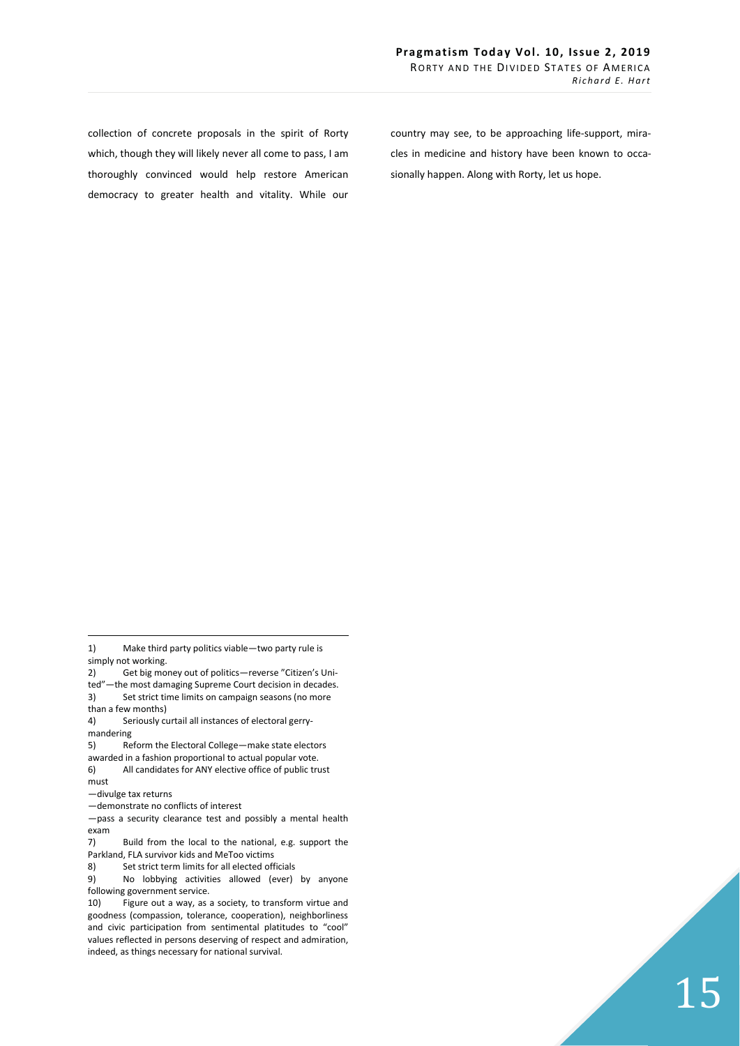collection of concrete proposals in the spirit of Rorty which, though they will likely never all come to pass, I am thoroughly convinced would help restore American democracy to greater health and vitality. While our country may see, to be approaching life-support, miracles in medicine and history have been known to occasionally happen. Along with Rorty, let us hope.

---

1) Make third party politics viable—two party rule is simply not working.
2) Get big money out of politics—reverse "Citizen's United"—the most damaging Supreme Court decision in decades.
3) Set strict time limits on campaign seasons (no more than a few months)
4) Seriously curtail all instances of electoral gerrymandering
5) Reform the Electoral College—make state electors awarded in a fashion proportional to actual popular vote.
6) All candidates for ANY elective office of public trust must
—divulge tax returns
—demonstrate no conflicts of interest
—pass a security clearance test and possibly a mental health exam
7) Build from the local to the national, e.g. support the Parkland, FLA survivor kids and MeToo victims
8) Set strict term limits for all elected officials
9) No lobbying activities allowed (ever) by anyone following government service.
10) Figure out a way, as a society, to transform virtue and goodness (compassion, tolerance, cooperation), neighborliness and civic participation from sentimental platitudes to "cool" values reflected in persons deserving of respect and admiration, indeed, as things necessary for national survival.